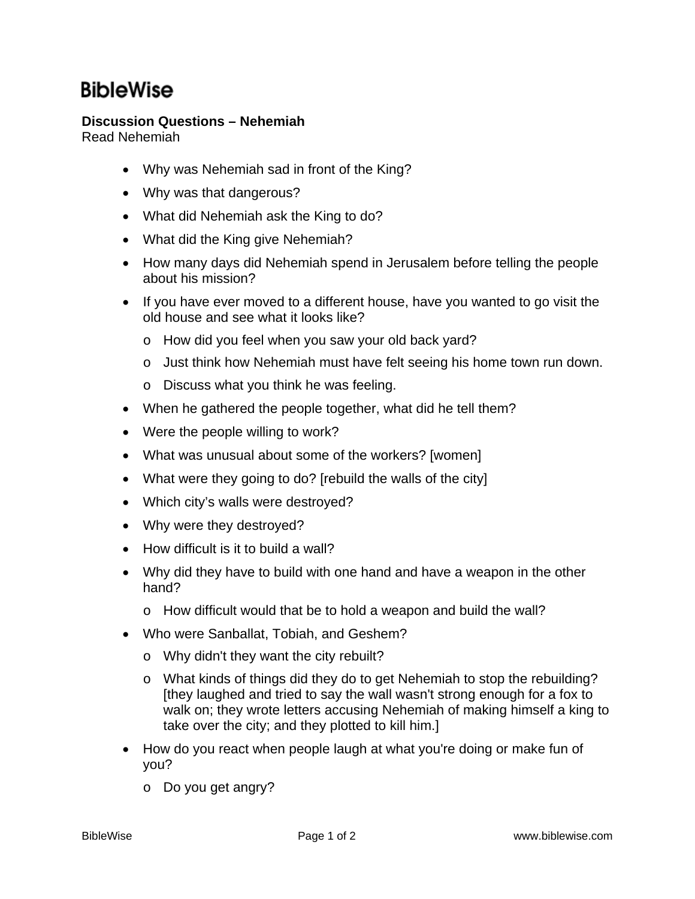# BibleWise

**Discussion Questions – Nehemiah**
Read Nehemiah

- Why was Nehemiah sad in front of the King?
- Why was that dangerous?
- What did Nehemiah ask the King to do?
- What did the King give Nehemiah?
- How many days did Nehemiah spend in Jerusalem before telling the people about his mission?
- If you have ever moved to a different house, have you wanted to go visit the old house and see what it looks like?
  - How did you feel when you saw your old back yard?
  - Just think how Nehemiah must have felt seeing his home town run down.
  - Discuss what you think he was feeling.
- When he gathered the people together, what did he tell them?
- Were the people willing to work?
- What was unusual about some of the workers? [women]
- What were they going to do? [rebuild the walls of the city]
- Which city's walls were destroyed?
- Why were they destroyed?
- How difficult is it to build a wall?
- Why did they have to build with one hand and have a weapon in the other hand?
  - How difficult would that be to hold a weapon and build the wall?
- Who were Sanballat, Tobiah, and Geshem?
  - Why didn't they want the city rebuilt?
  - What kinds of things did they do to get Nehemiah to stop the rebuilding? [they laughed and tried to say the wall wasn't strong enough for a fox to walk on; they wrote letters accusing Nehemiah of making himself a king to take over the city; and they plotted to kill him.]
- How do you react when people laugh at what you're doing or make fun of you?
  - Do you get angry?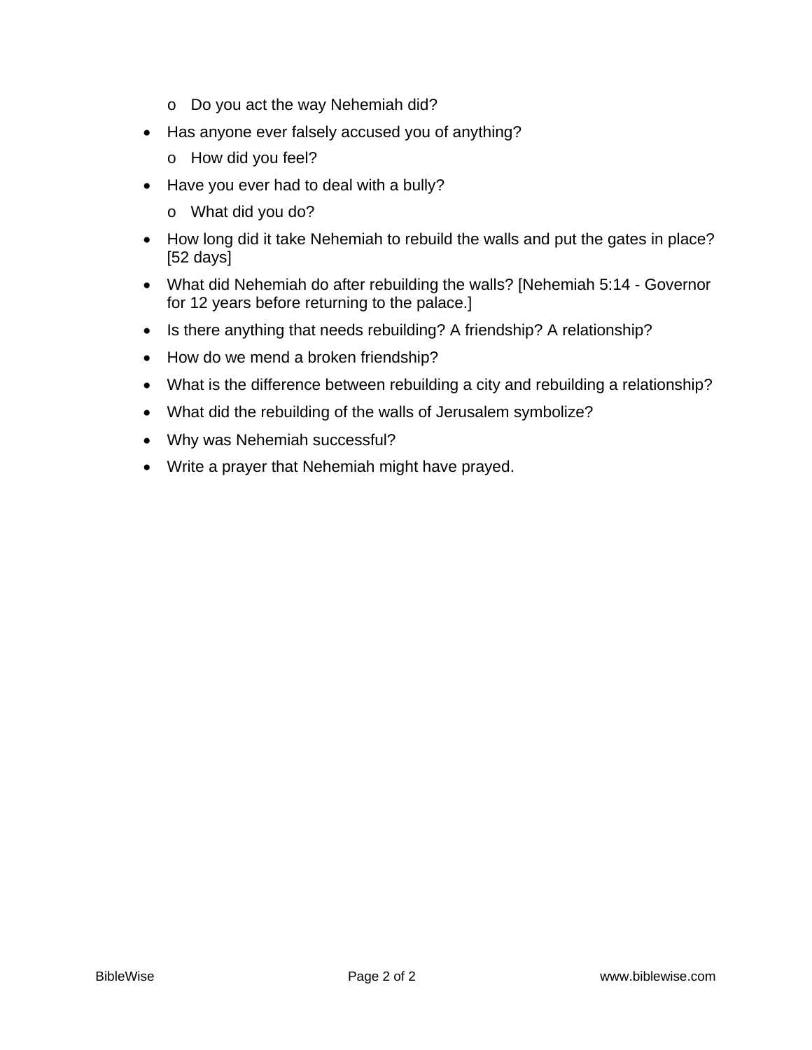- Do you act the way Nehemiah did?
- Has anyone ever falsely accused you of anything?
  - How did you feel?
- Have you ever had to deal with a bully?
  - What did you do?
- How long did it take Nehemiah to rebuild the walls and put the gates in place? [52 days]
- What did Nehemiah do after rebuilding the walls? [Nehemiah 5:14 - Governor for 12 years before returning to the palace.]
- Is there anything that needs rebuilding? A friendship? A relationship?
- How do we mend a broken friendship?
- What is the difference between rebuilding a city and rebuilding a relationship?
- What did the rebuilding of the walls of Jerusalem symbolize?
- Why was Nehemiah successful?
- Write a prayer that Nehemiah might have prayed.